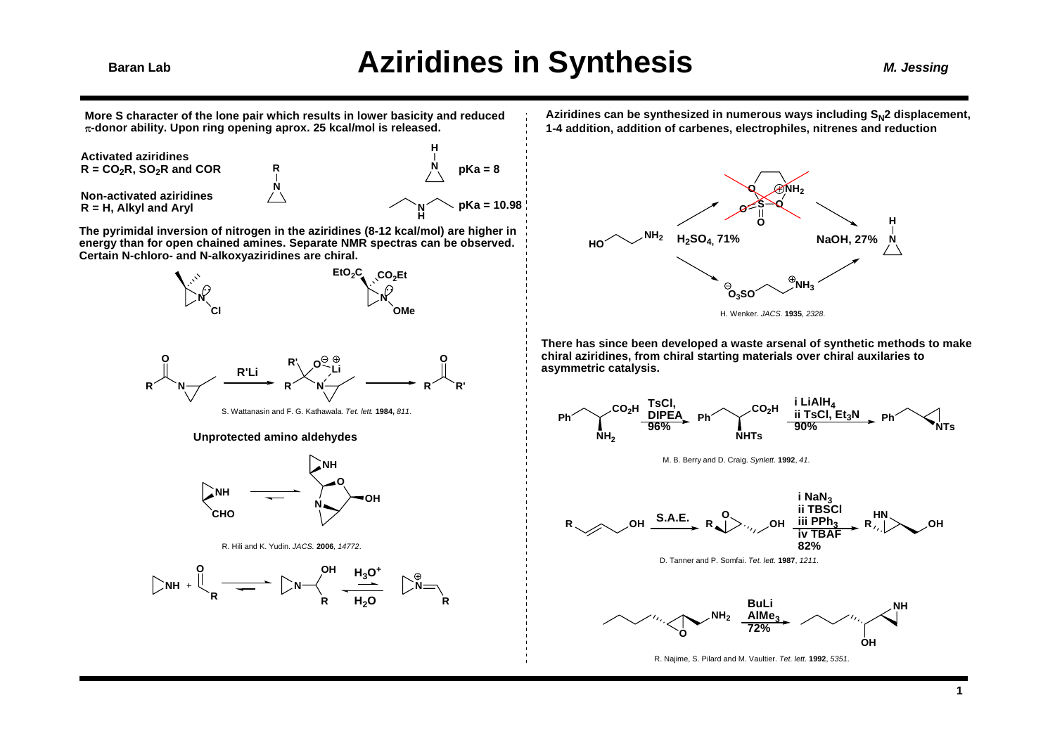# Aziridines in Synthesis

More S character of the lone pair which results in lower basicity and reduced π-donor ability. Upon ring opening aprox. 25 kcal/mol is released.

**Activated aziridines**
$R = CO_2R$, $SO_2R$ and COR

**Non-activated aziridines**
R = H, Alkyl and Aryl

pKa = 8

pKa = 10.98

The pyrimidal inversion of nitrogen in the aziridines (8-12 kcal/mol) are higher in energy than for open chained amines. Separate NMR spectras can be observed. Certain N-chloro- and N-alkoxyaziridines are chiral.

R'Li

S. Wattanasin and F. G. Kathawala. *Tet. lett.* **1984,** *811*.

**Unprotected amino aldehydes**

R. Hili and K. Yudin. *JACS.* **2006**, *14772*.

$H_3O^+$

$H_2O$

Aziridines can be synthesized in numerous ways including $S_N2$ displacement, 1-4 addition, addition of carbenes, electrophiles, nitrenes and reduction

$H_2SO_4$, 71%

NaOH, 27%

H. Wenker. *JACS.* **1935**, *2328*.

There has since been developed a waste arsenal of synthetic methods to make chiral aziridines, from chiral starting materials over chiral auxilaries to asymmetric catalysis.

TsCl, DIPEA 96%

i $LiAlH_4$
ii TsCl, $Et_3N$
90%

M. B. Berry and D. Craig. *Synlett.* **1992**, *41*.

S.A.E.

i $NaN_3$
ii TBSCl
iii $PPh_3$
iv TBAF
82%

D. Tanner and P. Somfai. *Tet. lett.* **1987**, *1211*.

BuLi
$AlMe_3$
72%

R. Najime, S. Pilard and M. Vaultier. *Tet. lett.* **1992**, *5351*.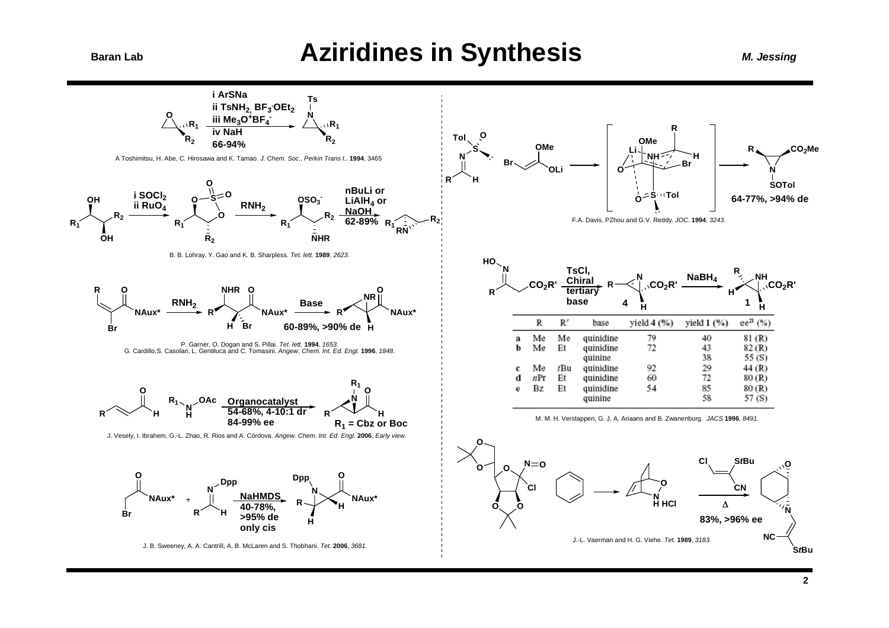# Aziridines in Synthesis

i ArSNa
ii $TsNH_2$, $BF_3 \cdot OEt_2$
iii $Me_3O^+BF_4^-$
iv NaH
66-94%

A Toshimitsu, H. Abe, C. Hirosawa and K. Tamao. *J. Chem. Soc., Perkin Trans I.*. **1994**, 3465

i $SOCl_2$
ii $RuO_4$

$RNH_2$

nBuLi or $LiAlH_4$ or NaOH
62-89%

B. B. Lohray, Y. Gao and K. B. Sharpless. *Tet. lett.* **1989**, *2623*.

$RNH_2$ — Base — 60-89%, >90% de

P. Garner, O. Dogan and S. Pillai. *Tet. lett.* **1994**, *1653*.
G. Cardillo,S. Casolari, L. Gentiluca and C. Tomasini. *Angew. Chem. Int. Ed. Engl.* **1996**, *1848*.

Organocatalyst
54-68%, 4-10:1 dr
84-99% ee
$R_1$ = Cbz or Boc

J. Vesely, I. Ibrahem, G.-L. Zhao, R. Rios and A. Córdova. *Angew. Chem. Int. Ed. Engl.* **2006**, *Early view*.

NaHMDS
40-78%,
>95% de
only cis

J. B. Sweeney, A. A. Cantrill, A. B. McLaren and S. Thobhani. *Tet.* **2006**, *3681*.

64-77%, >94% de

F.A. Davis, PZhou and G.V. Reddy. *JOC.* **1994**, *3243*.

TsCl, Chiral tertiary base — **4** — $NaBH_4$ — **1**

| | R | R′ | base | yield 4 (%) | yield 1 (%) | ee[21] (%) |
|---|---|---|---|---|---|---|
| a | Me | Me | quinidine | 79 | 40 | 81 (R) |
| b | Me | Et | quinidine | 72 | 43 | 82 (R) |
| | | | quinine | | 38 | 55 (S) |
| c | Me | *t*Bu | quinidine | 92 | 29 | 44 (R) |
| d | *n*Pr | Et | quinidine | 60 | 72 | 80 (R) |
| e | Bz | Et | quinidine | 54 | 85 | 80 (R) |
| | | | quinine | | 58 | 57 (S) |

M. M. H. Verstappen, G. J. A. Ariaans and B. Zwanenburg. *JACS* **1996**, *8491*.

Δ
83%, >96% ee

J.-L. Vaerman and H. G. Viehe. *Tet.* **1989**, *3183*.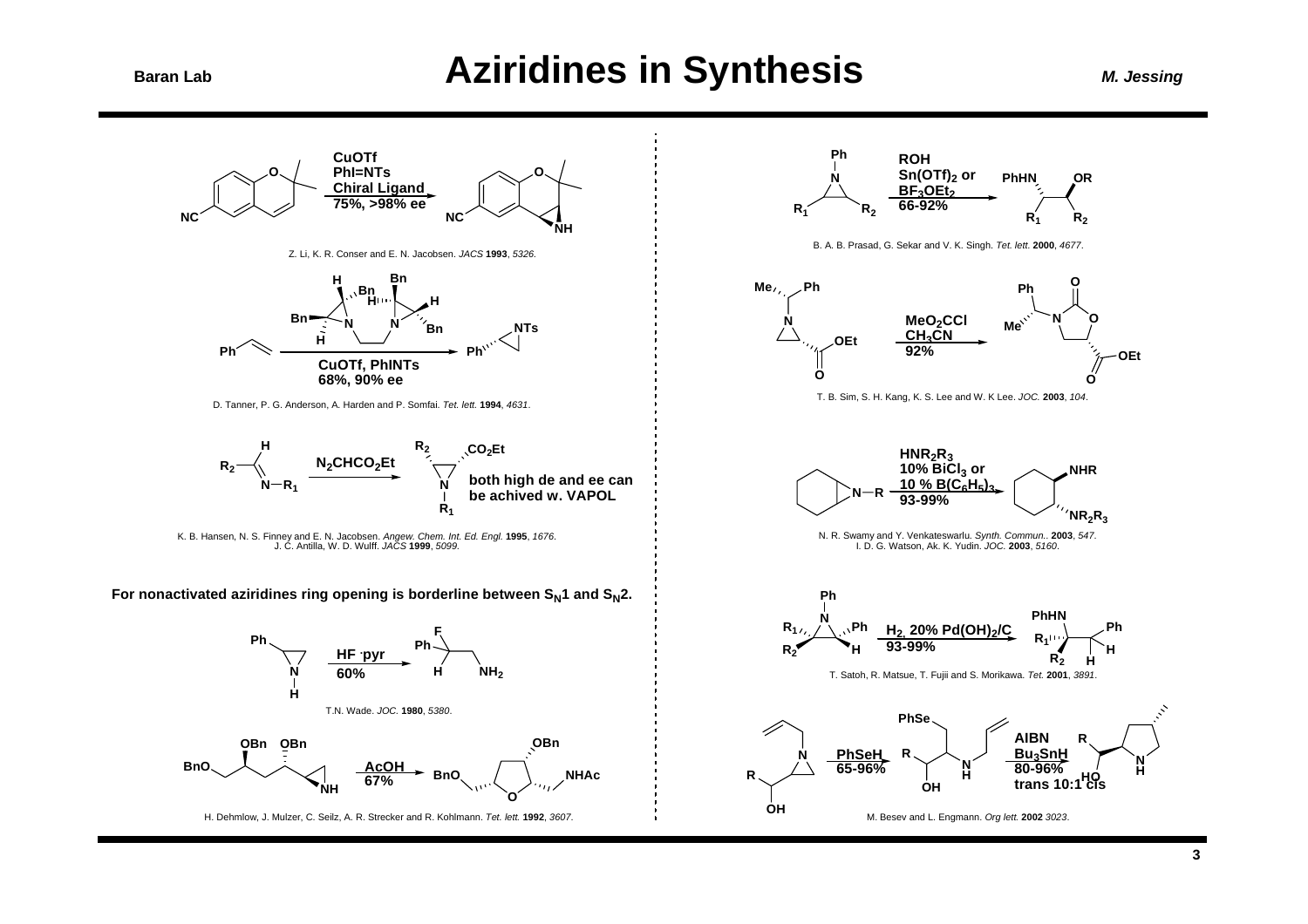# Aziridines in Synthesis

CuOTf, PhI=NTs, Chiral Ligand, 75%, >98% ee

Z. Li, K. R. Conser and E. N. Jacobsen. *JACS* **1993**, *5326*.

CuOTf, PhINTs, 68%, 90% ee

D. Tanner, P. G. Anderson, A. Harden and P. Somfai. *Tet. lett.* **1994**, *4631*.

$N_2CHCO_2Et$

both high de and ee can be achived w. VAPOL

K. B. Hansen, N. S. Finney and E. N. Jacobsen. *Angew. Chem. Int. Ed. Engl.* **1995**, *1676*.
J. C. Antilla, W. D. Wulff. *JACS* **1999**, *5099*.

**For nonactivated aziridines ring opening is borderline between $S_N1$ and $S_N2$.**

HF·pyr, 60%

T.N. Wade. *JOC.* **1980**, *5380*.

AcOH, 67%

H. Dehmlow, J. Mulzer, C. Seilz, A. R. Strecker and R. Kohlmann. *Tet. lett.* **1992**, *3607*.

ROH, $Sn(OTf)_2$ or $BF_3OEt_2$, 66-92%

B. A. B. Prasad, G. Sekar and V. K. Singh. *Tet. lett.* **2000**, *4677*.

$MeO_2CCl$, $CH_3CN$, 92%

T. B. Sim, S. H. Kang, K. S. Lee and W. K Lee. *JOC.* **2003**, *104*.

$HNR_2R_3$, 10% $BiCl_3$ or 10 % $B(C_6H_5)_3$, 93-99%

N. R. Swamy and Y. Venkateswarlu. *Synth. Commun..* **2003**, *547*.
I. D. G. Watson, Ak. K. Yudin. *JOC.* **2003**, *5160*.

$H_2$, 20% $Pd(OH)_2/C$, 93-99%

T. Satoh, R. Matsue, T. Fujii and S. Morikawa. *Tet.* **2001**, *3891*.

PhSeH, 65-96%

AIBN, $Bu_3SnH$, 80-96%, trans 10:1 cis

M. Besev and L. Engmann. *Org lett.* **2002** *3023*.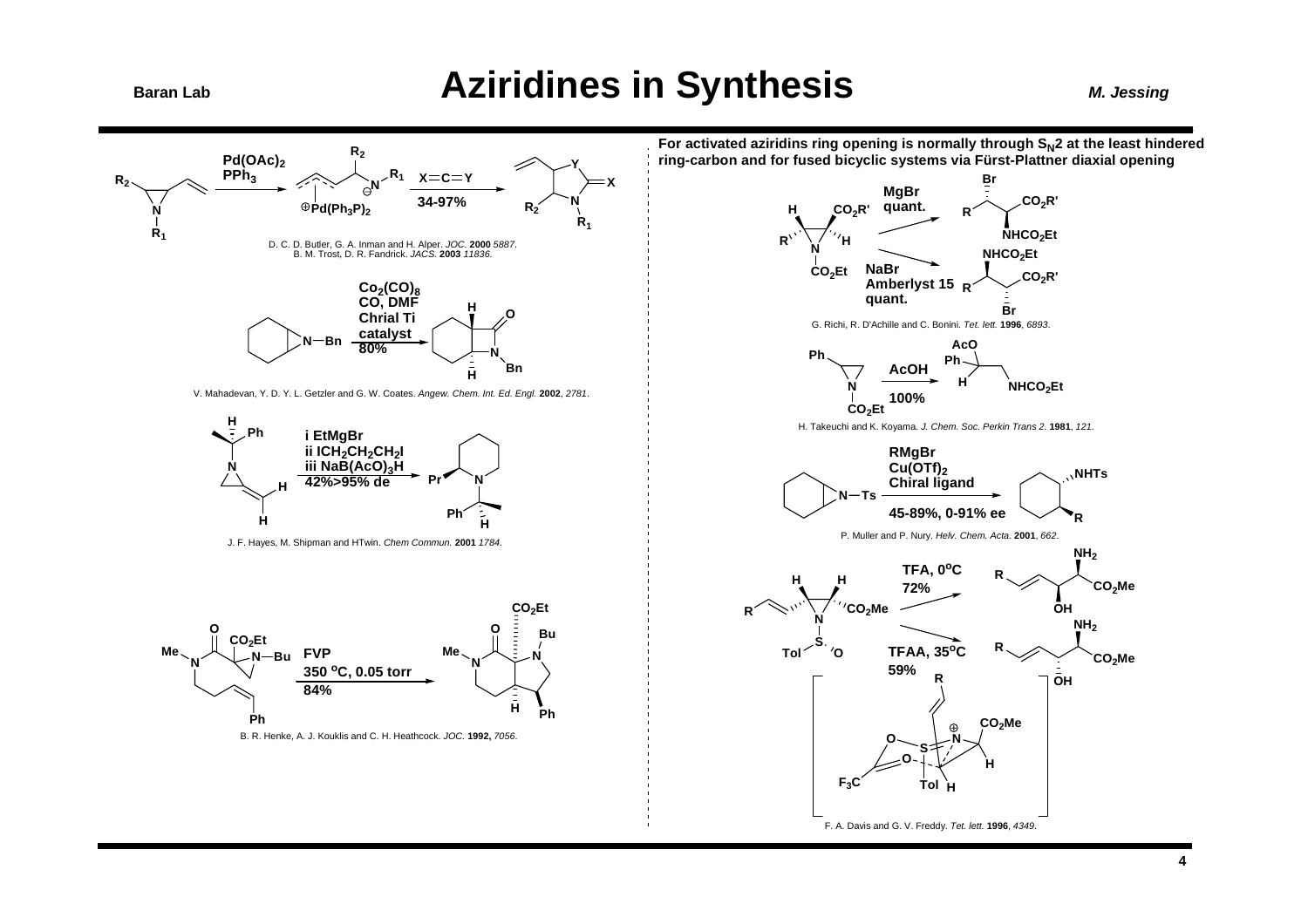# Aziridines in Synthesis

Pd(OAc)$_2$, PPh$_3$; X=C=Y, 34-97%

D. C. D. Butler, G. A. Inman and H. Alper. *JOC.* **2000** *5887*.
B. M. Trost, D. R. Fandrick. *JACS.* **2003** *11836*.

$Co_2(CO)_8$, CO, DMF, Chrial Ti catalyst, 80%

V. Mahadevan, Y. D. Y. L. Getzler and G. W. Coates. *Angew. Chem. Int. Ed. Engl.* **2002**, *2781*.

i EtMgBr
ii $ICH_2CH_2CH_2I$
iii $NaB(AcO)_3H$
42%>95% de

J. F. Hayes, M. Shipman and HTwin. *Chem Commun.* **2001** *1784*.

FVP, 350 $^o$C, 0.05 torr, 84%

B. R. Henke, A. J. Kouklis and C. H. Heathcock. *JOC.* **1992,** *7056*.

**For activated aziridins ring opening is normally through $S_N2$ at the least hindered ring-carbon and for fused bicyclic systems via Fürst-Plattner diaxial opening**

MgBr, quant.
NaBr, Amberlyst 15, quant.

G. Richi, R. D'Achille and C. Bonini. *Tet. lett.* **1996**, *6893*.

AcOH, 100%

H. Takeuchi and K. Koyama. *J. Chem. Soc. Perkin Trans 2.* **1981**, *121*.

RMgBr, Cu(OTf)$_2$, Chiral ligand, 45-89%, 0-91% ee

P. Muller and P. Nury. *Helv. Chem. Acta.* **2001**, *662*.

TFA, 0$^o$C, 72%
TFAA, 35$^o$C, 59%

F. A. Davis and G. V. Freddy. *Tet. lett.* **1996**, *4349*.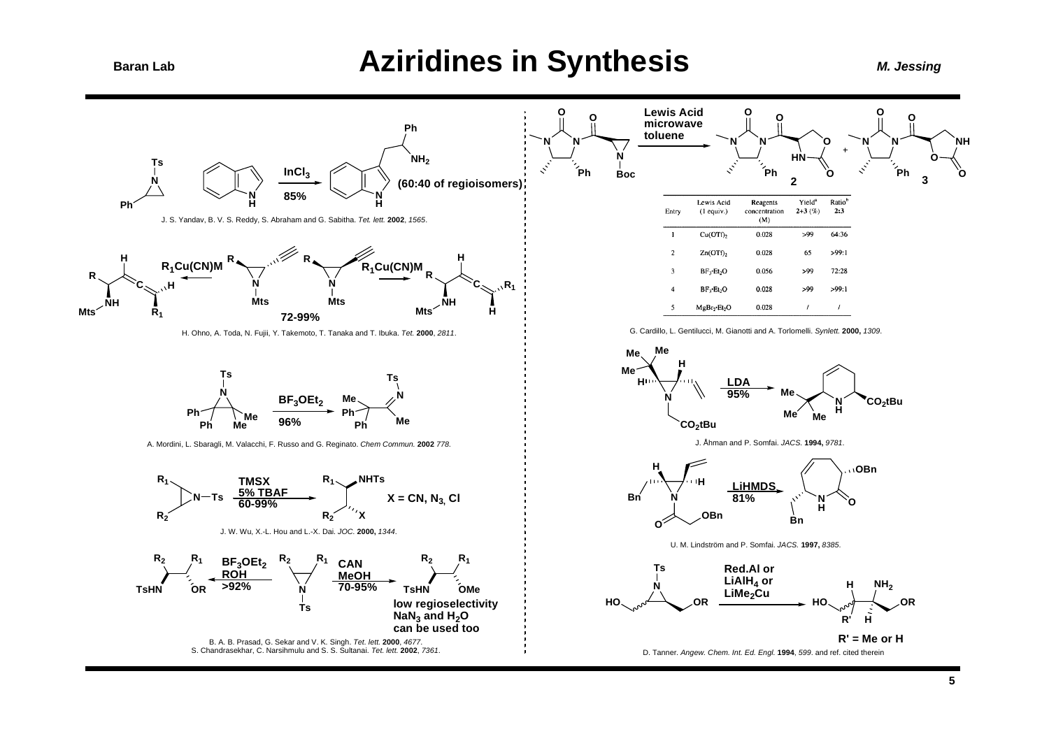# Aziridines in Synthesis

InCl$_3$, 85% (60:40 of regioisomers)

J. S. Yandav, B. V. S. Reddy, S. Abraham and G. Sabitha. *Tet. lett.* **2002**, *1565*.

R$_1$Cu(CN)M

72-99%

H. Ohno, A. Toda, N. Fujii, Y. Takemoto, T. Tanaka and T. Ibuka. *Tet.* **2000**, *2811*.

BF$_3$OEt$_2$, 96%

A. Mordini, L. Sbaragli, M. Valacchi, F. Russo and G. Reginato. *Chem Commun.* **2002** *778*.

TMSX, 5% TBAF, 60-99%

X = CN, N$_3$, Cl

J. W. Wu, X.-L. Hou and L.-X. Dai. *JOC.* **2000,** *1344*.

BF$_3$OEt$_2$, ROH, >92%

CAN, MeOH, 70-95%

low regioselectivity
NaN$_3$ and H$_2$O can be used too

B. A. B. Prasad, G. Sekar and V. K. Singh. *Tet. lett.* **2000**, *4677*.
S. Chandrasekhar, C. Narsihmulu and S. S. Sultanai. *Tet. lett.* **2002**, *7361*.

Lewis Acid, microwave, toluene

| Entry | Lewis Acid (1 equiv.) | Reagents concentration (M) | Yield[a] 2+3 (%) | Ratio[b] 2:3 |
|---|---|---|---|---|
| 1 | Cu(OTf)$_2$ | 0.028 | >99 | 64:36 |
| 2 | Zn(OTf)$_2$ | 0.028 | 65 | >99:1 |
| 3 | BF$_3$·Et$_2$O | 0.056 | >99 | 72:28 |
| 4 | BF$_3$·Et$_2$O | 0.028 | >99 | >99:1 |
| 5 | MgBr$_2$·Et$_2$O | 0.028 | / | / |

G. Cardillo, L. Gentilucci, M. Gianotti and A. Torlomelli. *Synlett.* **2000,** *1309*.

LDA, 95%

J. Åhman and P. Somfai. *JACS.* **1994,** *9781*.

LiHMDS, 81%

U. M. Lindström and P. Somfai. *JACS.* **1997,** *8385*.

Red.Al or LiAlH$_4$ or LiMe$_2$Cu

R' = Me or H

D. Tanner. *Angew. Chem. Int. Ed. Engl.* **1994**, *599*. and ref. cited therein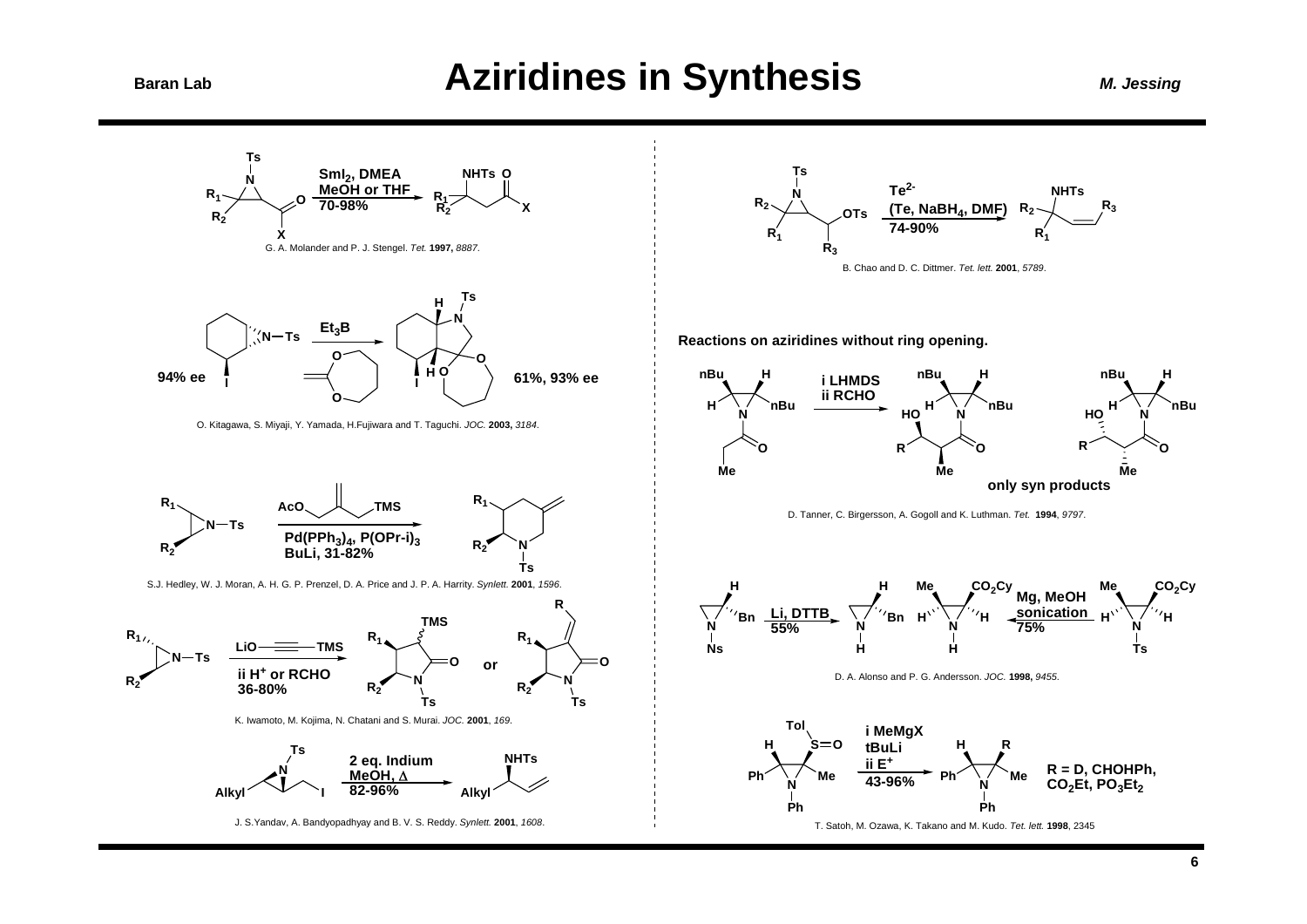# Aziridines in Synthesis

$SmI_2$, DMEA
MeOH or THF
70-98%

G. A. Molander and P. J. Stengel. *Tet.* **1997,** *8887*.

$Et_3B$

94% ee

61%, 93% ee

O. Kitagawa, S. Miyaji, Y. Yamada, H.Fujiwara and T. Taguchi. *JOC.* **2003,** *3184*.

$Pd(PPh_3)_4$, $P(OPr\text{-}i)_3$
BuLi, 31-82%

S.J. Hedley, W. J. Moran, A. H. G. P. Prenzel, D. A. Price and J. P. A. Harrity. *Synlett.* **2001**, *1596*.

ii $H^+$ or RCHO
36-80%

or

K. Iwamoto, M. Kojima, N. Chatani and S. Murai. *JOC.* **2001**, *169*.

2 eq. Indium
MeOH, Δ
82-96%

J. S.Yandav, A. Bandyopadhyay and B. V. S. Reddy. *Synlett.* **2001**, *1608*.

$Te^{2-}$
(Te, $NaBH_4$, DMF)
74-90%

B. Chao and D. C. Dittmer. *Tet. lett.* **2001**, *5789*.

**Reactions on aziridines without ring opening.**

i LHMDS
ii RCHO

only syn products

D. Tanner, C. Birgersson, A. Gogoll and K. Luthman. *Tet.* **1994**, *9797*.

Li, DTTB
55%

Mg, MeOH
sonication
75%

D. A. Alonso and P. G. Andersson. *JOC.* **1998,** *9455*.

i MeMgX
tBuLi
ii $E^+$
43-96%

R = D, CHOHPh, $CO_2Et$, $PO_3Et_2$

T. Satoh, M. Ozawa, K. Takano and M. Kudo. *Tet. lett.* **1998**, 2345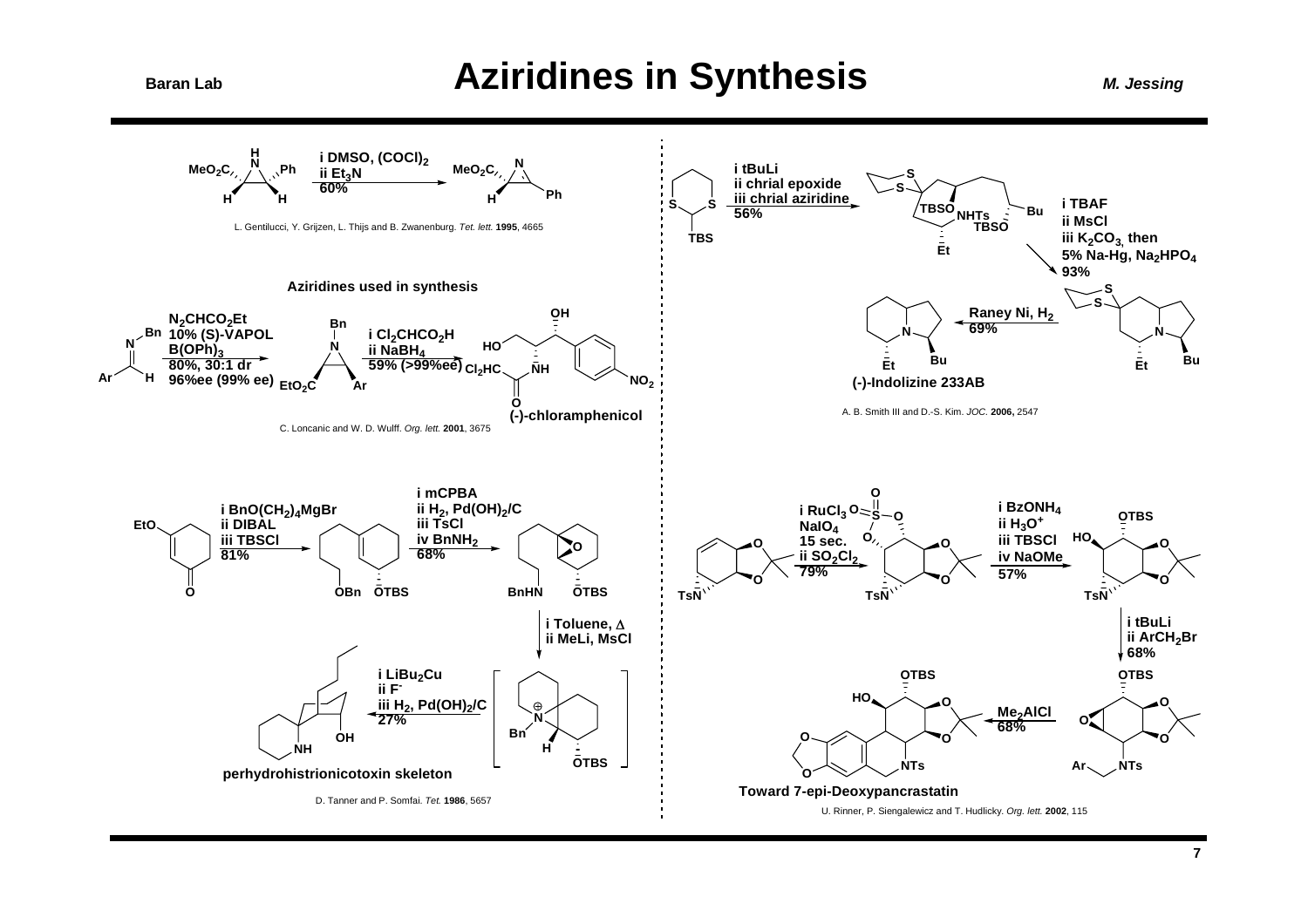# Aziridines in Synthesis

i DMSO, $(COCl)_2$
ii $Et_3N$
60%

L. Gentilucci, Y. Grijzen, L. Thijs and B. Zwanenburg. *Tet. lett.* **1995**, 4665

### Aziridines used in synthesis

$N_2CHCO_2Et$
10% (S)-VAPOL
$B(OPh)_3$
80%, 30:1 dr
96%ee (99% ee)

i $Cl_2CHCO_2H$
ii $NaBH_4$
59% (>99%ee)

(-)-chloramphenicol

C. Loncanic and W. D. Wulff. *Org. lett.* **2001**, 3675

i $BnO(CH_2)_4MgBr$
ii DIBAL
iii TBSCl
81%

i mCPBA
ii $H_2$, $Pd(OH)_2$/C
iii TsCl
iv $BnNH_2$
68%

i Toluene, Δ
ii MeLi, MsCl

i $LiBu_2Cu$
ii $F^-$
iii $H_2$, $Pd(OH)_2$/C
27%

perhydrohistrionicotoxin skeleton

D. Tanner and P. Somfai. *Tet.* **1986**, 5657

i tBuLi
ii chrial epoxide
iii chrial aziridine
56%

i TBAF
ii MsCl
iii $K_2CO_3$, then
5% Na-Hg, $Na_2HPO_4$
93%

Raney Ni, $H_2$
69%

(-)-Indolizine 233AB

A. B. Smith III and D.-S. Kim. *JOC.* **2006,** 2547

i $RuCl_3$
$NaIO_4$
15 sec.
ii $SO_2Cl_2$
79%

i $BzONH_4$
ii $H_3O^+$
iii TBSCl
iv NaOMe
57%

i tBuLi
ii $ArCH_2Br$
68%

$Me_2AlCl$
68%

Toward 7-epi-Deoxypancrastatin

U. Rinner, P. Siengalewicz and T. Hudlicky. *Org. lett.* **2002**, 115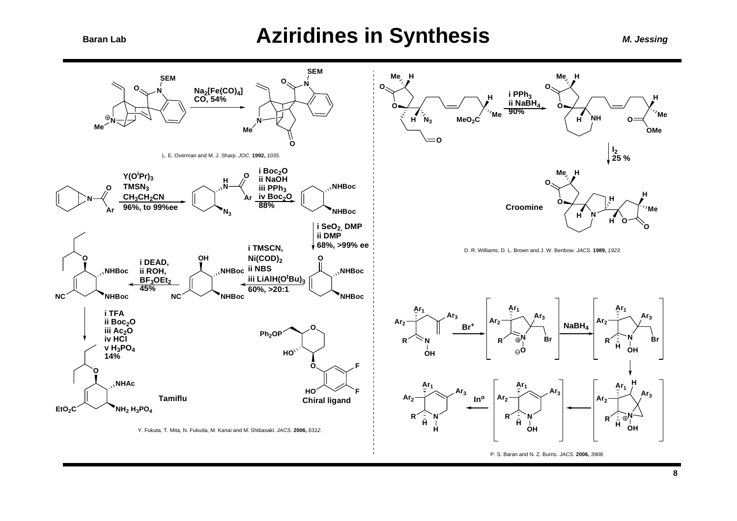# Aziridines in Synthesis

$Na_2[Fe(CO)_4]$, CO, 54%

L. E. Overman and M. J. Sharp. *JOC.* **1992,** *1035*.

$Y(O^iPr)_3$, $TMSN_3$, $CH_3CH_2CN$, 96%, to 99%ee

i $Boc_2O$, ii NaOH, iii $PPh_3$, iv $Boc_2O$, 88%

i $SeO_2$, DMP, ii DMP, 68%, >99% ee

i TMSCN, $Ni(COD)_2$, ii NBS, iii $LiAlH(O^tBu)_3$, 60%, >20:1

i DEAD, ii ROH, $BF_3OEt_2$, 45%

i TFA, ii $Boc_2O$, iii $Ac_2O$, iv HCl, v $H_3PO_4$, 14%

Tamiflu

Chiral ligand

Y. Fukuta, T. Mita, N. Fukuda, M. Kanai and M. Shibasaki. *JACS.* **2006,** *6312*.

i $PPh_3$, ii $NaBH_4$, 90%

$I_2$, 25 %

Croomine

D. R. Williams, D. L. Brown and J. W. Benbow. *JACS.* **1989,** *1923*.

$Br^+$

$NaBH_4$

$In^o$

P. S. Baran and N. Z. Burns. *JACS.* **2006,** *3908*.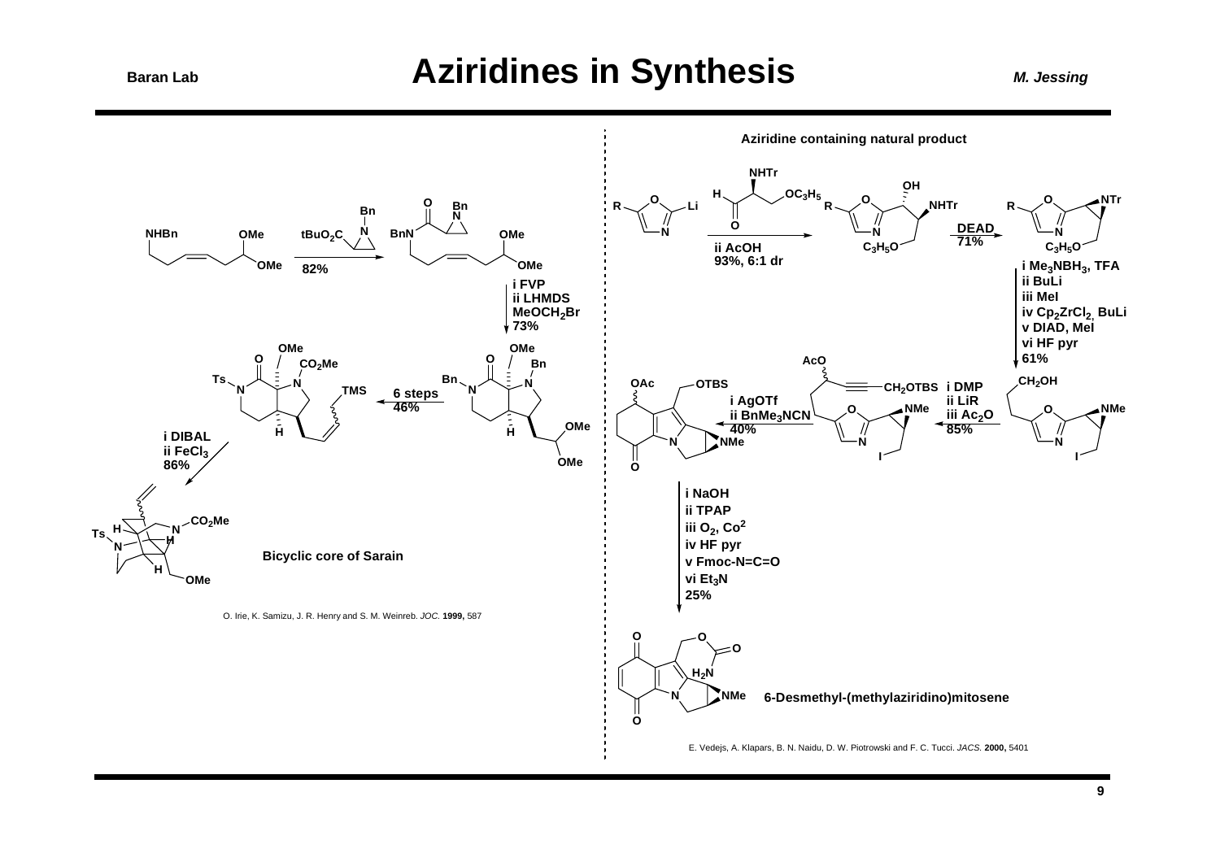# Aziridines in Synthesis

tBuO$_2$C–(N-Bn aziridine)

82%

i FVP
ii LHMDS
MeOCH$_2$Br
73%

6 steps
46%

i DIBAL
ii FeCl$_3$
86%

Bicyclic core of Sarain

O. Irie, K. Samizu, J. R. Henry and S. M. Weinreb. *JOC.* **1999,** 587

## Aziridine containing natural product

ii AcOH
93%, 6:1 dr

DEAD
71%

i Me$_3$NBH$_3$, TFA
ii BuLi
iii MeI
iv Cp$_2$ZrCl$_2$, BuLi
v DIAD, MeI
vi HF pyr
61%

i DMP
ii LiR
iii Ac$_2$O
85%

i AgOTf
ii BnMe$_3$NCN
40%

i NaOH
ii TPAP
iii O$_2$, Co[2]
iv HF pyr
v Fmoc-N=C=O
vi Et$_3$N
25%

6-Desmethyl-(methylaziridino)mitosene

E. Vedejs, A. Klapars, B. N. Naidu, D. W. Piotrowski and F. C. Tucci. *JACS.* **2000,** 5401